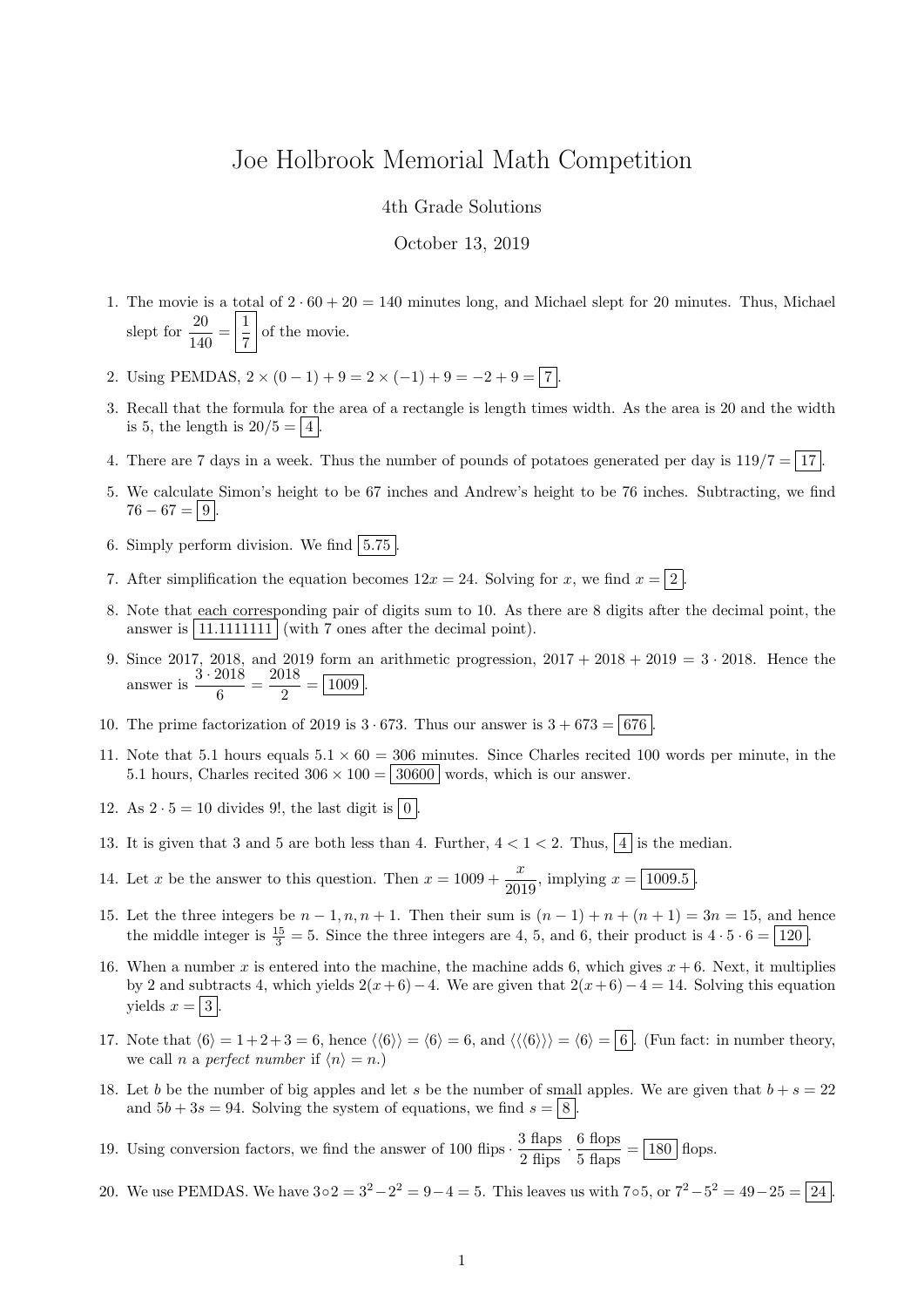# Joe Holbrook Memorial Math Competition

4th Grade Solutions

October 13, 2019

1. The movie is a total of $2 \cdot 60 + 20 = 140$ minutes long, and Michael slept for 20 minutes. Thus, Michael slept for $\dfrac{20}{140} = \boxed{\dfrac{1}{7}}$ of the movie.

2. Using PEMDAS, $2 \times (0 - 1) + 9 = 2 \times (-1) + 9 = -2 + 9 = \boxed{7}$.

3. Recall that the formula for the area of a rectangle is length times width. As the area is 20 and the width is 5, the length is $20/5 = \boxed{4}$.

4. There are 7 days in a week. Thus the number of pounds of potatoes generated per day is $119/7 = \boxed{17}$.

5. We calculate Simon's height to be 67 inches and Andrew's height to be 76 inches. Subtracting, we find $76 - 67 = \boxed{9}$.

6. Simply perform division. We find $\boxed{5.75}$.

7. After simplification the equation becomes $12x = 24$. Solving for $x$, we find $x = \boxed{2}$.

8. Note that each corresponding pair of digits sum to 10. As there are 8 digits after the decimal point, the answer is $\boxed{11.1111111}$ (with 7 ones after the decimal point).

9. Since 2017, 2018, and 2019 form an arithmetic progression, $2017 + 2018 + 2019 = 3 \cdot 2018$. Hence the answer is $\dfrac{3 \cdot 2018}{6} = \dfrac{2018}{2} = \boxed{1009}$.

10. The prime factorization of 2019 is $3 \cdot 673$. Thus our answer is $3 + 673 = \boxed{676}$.

11. Note that 5.1 hours equals $5.1 \times 60 = 306$ minutes. Since Charles recited 100 words per minute, in the 5.1 hours, Charles recited $306 \times 100 = \boxed{30600}$ words, which is our answer.

12. As $2 \cdot 5 = 10$ divides $9!$, the last digit is $\boxed{0}$.

13. It is given that 3 and 5 are both less than 4. Further, $4 < 1 < 2$. Thus, $\boxed{4}$ is the median.

14. Let $x$ be the answer to this question. Then $x = 1009 + \dfrac{x}{2019}$, implying $x = \boxed{1009.5}$.

15. Let the three integers be $n-1, n, n+1$. Then their sum is $(n-1) + n + (n+1) = 3n = 15$, and hence the middle integer is $\frac{15}{3} = 5$. Since the three integers are 4, 5, and 6, their product is $4 \cdot 5 \cdot 6 = \boxed{120}$.

16. When a number $x$ is entered into the machine, the machine adds 6, which gives $x + 6$. Next, it multiplies by 2 and subtracts 4, which yields $2(x+6) - 4$. We are given that $2(x+6) - 4 = 14$. Solving this equation yields $x = \boxed{3}$.

17. Note that $\langle 6 \rangle = 1 + 2 + 3 = 6$, hence $\langle\langle 6 \rangle\rangle = \langle 6 \rangle = 6$, and $\langle\langle\langle 6 \rangle\rangle\rangle = \langle 6 \rangle = \boxed{6}$. (Fun fact: in number theory, we call $n$ a *perfect number* if $\langle n \rangle = n$.)

18. Let $b$ be the number of big apples and let $s$ be the number of small apples. We are given that $b + s = 22$ and $5b + 3s = 94$. Solving the system of equations, we find $s = \boxed{8}$.

19. Using conversion factors, we find the answer of 100 flips $\cdot \dfrac{3 \text{ flaps}}{2 \text{ flips}} \cdot \dfrac{6 \text{ flops}}{5 \text{ flaps}} = \boxed{180}$ flops.

20. We use PEMDAS. We have $3 \circ 2 = 3^2 - 2^2 = 9 - 4 = 5$. This leaves us with $7 \circ 5$, or $7^2 - 5^2 = 49 - 25 = \boxed{24}$.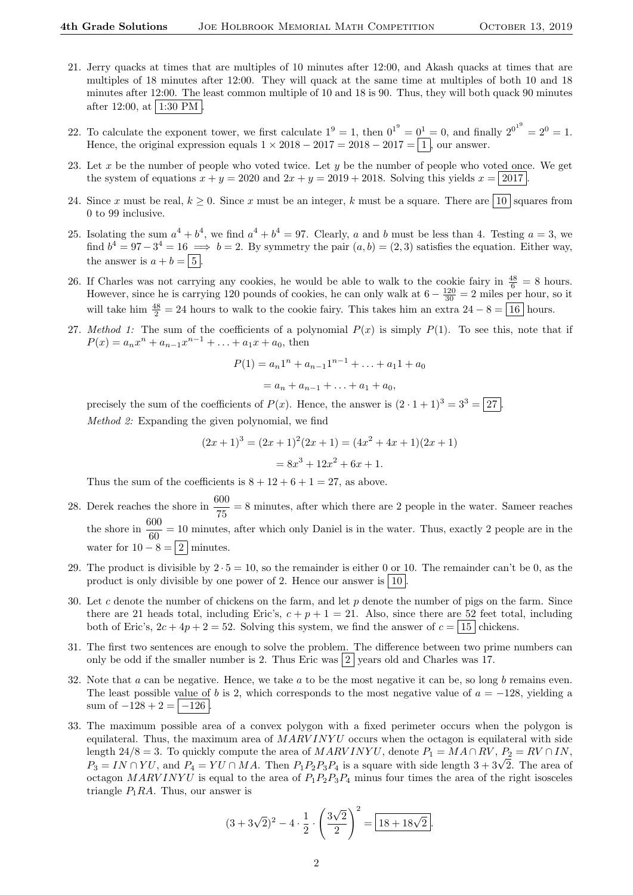21. Jerry quacks at times that are multiples of 10 minutes after 12:00, and Akash quacks at times that are multiples of 18 minutes after 12:00. They will quack at the same time at multiples of both 10 and 18 minutes after 12:00. The least common multiple of 10 and 18 is 90. Thus, they will both quack 90 minutes after 12:00, at $\boxed{\text{1:30 PM}}$.

22. To calculate the exponent tower, we first calculate $1^9 = 1$, then $0^{1^9} = 0^1 = 0$, and finally $2^{0^{1^9}} = 2^0 = 1$. Hence, the original expression equals $1 \times 2018 - 2017 = 2018 - 2017 = \boxed{1}$, our answer.

23. Let $x$ be the number of people who voted twice. Let $y$ be the number of people who voted once. We get the system of equations $x + y = 2020$ and $2x + y = 2019 + 2018$. Solving this yields $x = \boxed{2017}$.

24. Since $x$ must be real, $k \geq 0$. Since $x$ must be an integer, $k$ must be a square. There are $\boxed{10}$ squares from 0 to 99 inclusive.

25. Isolating the sum $a^4 + b^4$, we find $a^4 + b^4 = 97$. Clearly, $a$ and $b$ must be less than 4. Testing $a = 3$, we find $b^4 = 97 - 3^4 = 16 \implies b = 2$. By symmetry the pair $(a, b) = (2, 3)$ satisfies the equation. Either way, the answer is $a + b = \boxed{5}$.

26. If Charles was not carrying any cookies, he would be able to walk to the cookie fairy in $\frac{48}{6} = 8$ hours. However, since he is carrying 120 pounds of cookies, he can only walk at $6 - \frac{120}{30} = 2$ miles per hour, so it will take him $\frac{48}{2} = 24$ hours to walk to the cookie fairy. This takes him an extra $24 - 8 = \boxed{16}$ hours.

27. *Method 1:* The sum of the coefficients of a polynomial $P(x)$ is simply $P(1)$. To see this, note that if $P(x) = a_n x^n + a_{n-1}x^{n-1} + \ldots + a_1 x + a_0$, then

$$P(1) = a_n 1^n + a_{n-1}1^{n-1} + \ldots + a_1 1 + a_0$$
$$= a_n + a_{n-1} + \ldots + a_1 + a_0,$$

precisely the sum of the coefficients of $P(x)$. Hence, the answer is $(2 \cdot 1 + 1)^3 = 3^3 = \boxed{27}$.

*Method 2:* Expanding the given polynomial, we find

$$(2x+1)^3 = (2x+1)^2(2x+1) = (4x^2 + 4x + 1)(2x + 1)$$
$$= 8x^3 + 12x^2 + 6x + 1.$$

Thus the sum of the coefficients is $8 + 12 + 6 + 1 = 27$, as above.

28. Derek reaches the shore in $\dfrac{600}{75} = 8$ minutes, after which there are 2 people in the water. Sameer reaches the shore in $\dfrac{600}{60} = 10$ minutes, after which only Daniel is in the water. Thus, exactly 2 people are in the water for $10 - 8 = \boxed{2}$ minutes.

29. The product is divisible by $2 \cdot 5 = 10$, so the remainder is either 0 or 10. The remainder can't be 0, as the product is only divisible by one power of 2. Hence our answer is $\boxed{10}$.

30. Let $c$ denote the number of chickens on the farm, and let $p$ denote the number of pigs on the farm. Since there are 21 heads total, including Eric's, $c + p + 1 = 21$. Also, since there are 52 feet total, including both of Eric's, $2c + 4p + 2 = 52$. Solving this system, we find the answer of $c = \boxed{15}$ chickens.

31. The first two sentences are enough to solve the problem. The difference between two prime numbers can only be odd if the smaller number is 2. Thus Eric was $\boxed{2}$ years old and Charles was 17.

32. Note that $a$ can be negative. Hence, we take $a$ to be the most negative it can be, so long $b$ remains even. The least possible value of $b$ is 2, which corresponds to the most negative value of $a = -128$, yielding a sum of $-128 + 2 = \boxed{-126}$.

33. The maximum possible area of a convex polygon with a fixed perimeter occurs when the polygon is equilateral. Thus, the maximum area of $MARVINYU$ occurs when the octagon is equilateral with side length $24/8 = 3$. To quickly compute the area of $MARVINYU$, denote $P_1 = MA \cap RV$, $P_2 = RV \cap IN$, $P_3 = IN \cap YU$, and $P_4 = YU \cap MA$. Then $P_1P_2P_3P_4$ is a square with side length $3 + 3\sqrt{2}$. The area of octagon $MARVINYU$ is equal to the area of $P_1P_2P_3P_4$ minus four times the area of the right isosceles triangle $P_1RA$. Thus, our answer is

$$(3 + 3\sqrt{2})^2 - 4 \cdot \frac{1}{2} \cdot \left(\frac{3\sqrt{2}}{2}\right)^2 = \boxed{18 + 18\sqrt{2}}.$$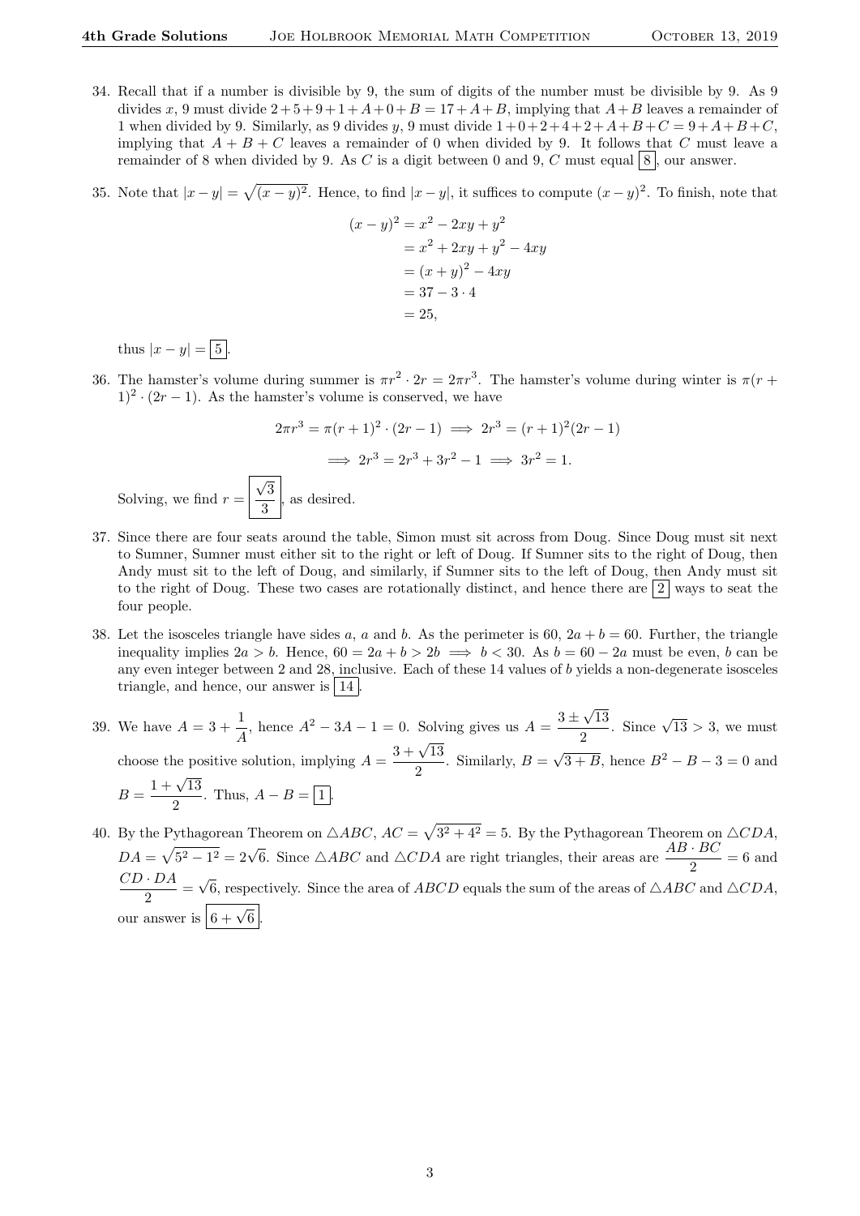34. Recall that if a number is divisible by 9, the sum of digits of the number must be divisible by 9. As 9 divides $x$, 9 must divide $2+5+9+1+A+0+B = 17+A+B$, implying that $A+B$ leaves a remainder of 1 when divided by 9. Similarly, as 9 divides $y$, 9 must divide $1+0+2+4+2+A+B+C = 9+A+B+C$, implying that $A+B+C$ leaves a remainder of 0 when divided by 9. It follows that $C$ must leave a remainder of 8 when divided by 9. As $C$ is a digit between 0 and 9, $C$ must equal $\boxed{8}$, our answer.

35. Note that $|x-y| = \sqrt{(x-y)^2}$. Hence, to find $|x-y|$, it suffices to compute $(x-y)^2$. To finish, note that

$$\begin{aligned}(x-y)^2 &= x^2 - 2xy + y^2 \\ &= x^2 + 2xy + y^2 - 4xy \\ &= (x+y)^2 - 4xy \\ &= 37 - 3 \cdot 4 \\ &= 25,\end{aligned}$$

thus $|x-y| = \boxed{5}$.

36. The hamster's volume during summer is $\pi r^2 \cdot 2r = 2\pi r^3$. The hamster's volume during winter is $\pi(r+1)^2 \cdot (2r-1)$. As the hamster's volume is conserved, we have

$$2\pi r^3 = \pi(r+1)^2 \cdot (2r-1) \implies 2r^3 = (r+1)^2(2r-1)$$

$$\implies 2r^3 = 2r^3 + 3r^2 - 1 \implies 3r^2 = 1.$$

Solving, we find $r = \boxed{\dfrac{\sqrt{3}}{3}}$, as desired.

37. Since there are four seats around the table, Simon must sit across from Doug. Since Doug must sit next to Sumner, Sumner must either sit to the right or left of Doug. If Sumner sits to the right of Doug, then Andy must sit to the left of Doug, and similarly, if Sumner sits to the left of Doug, then Andy must sit to the right of Doug. These two cases are rotationally distinct, and hence there are $\boxed{2}$ ways to seat the four people.

38. Let the isosceles triangle have sides $a$, $a$ and $b$. As the perimeter is 60, $2a+b = 60$. Further, the triangle inequality implies $2a > b$. Hence, $60 = 2a + b > 2b \implies b < 30$. As $b = 60 - 2a$ must be even, $b$ can be any even integer between 2 and 28, inclusive. Each of these 14 values of $b$ yields a non-degenerate isosceles triangle, and hence, our answer is $\boxed{14}$.

39. We have $A = 3 + \dfrac{1}{A}$, hence $A^2 - 3A - 1 = 0$. Solving gives us $A = \dfrac{3 \pm \sqrt{13}}{2}$. Since $\sqrt{13} > 3$, we must choose the positive solution, implying $A = \dfrac{3+\sqrt{13}}{2}$. Similarly, $B = \sqrt{3+B}$, hence $B^2 - B - 3 = 0$ and $B = \dfrac{1+\sqrt{13}}{2}$. Thus, $A - B = \boxed{1}$.

40. By the Pythagorean Theorem on $\triangle ABC$, $AC = \sqrt{3^2+4^2} = 5$. By the Pythagorean Theorem on $\triangle CDA$, $DA = \sqrt{5^2 - 1^2} = 2\sqrt{6}$. Since $\triangle ABC$ and $\triangle CDA$ are right triangles, their areas are $\dfrac{AB \cdot BC}{2} = 6$ and $\dfrac{CD \cdot DA}{2} = \sqrt{6}$, respectively. Since the area of $ABCD$ equals the sum of the areas of $\triangle ABC$ and $\triangle CDA$, our answer is $\boxed{6+\sqrt{6}}$.